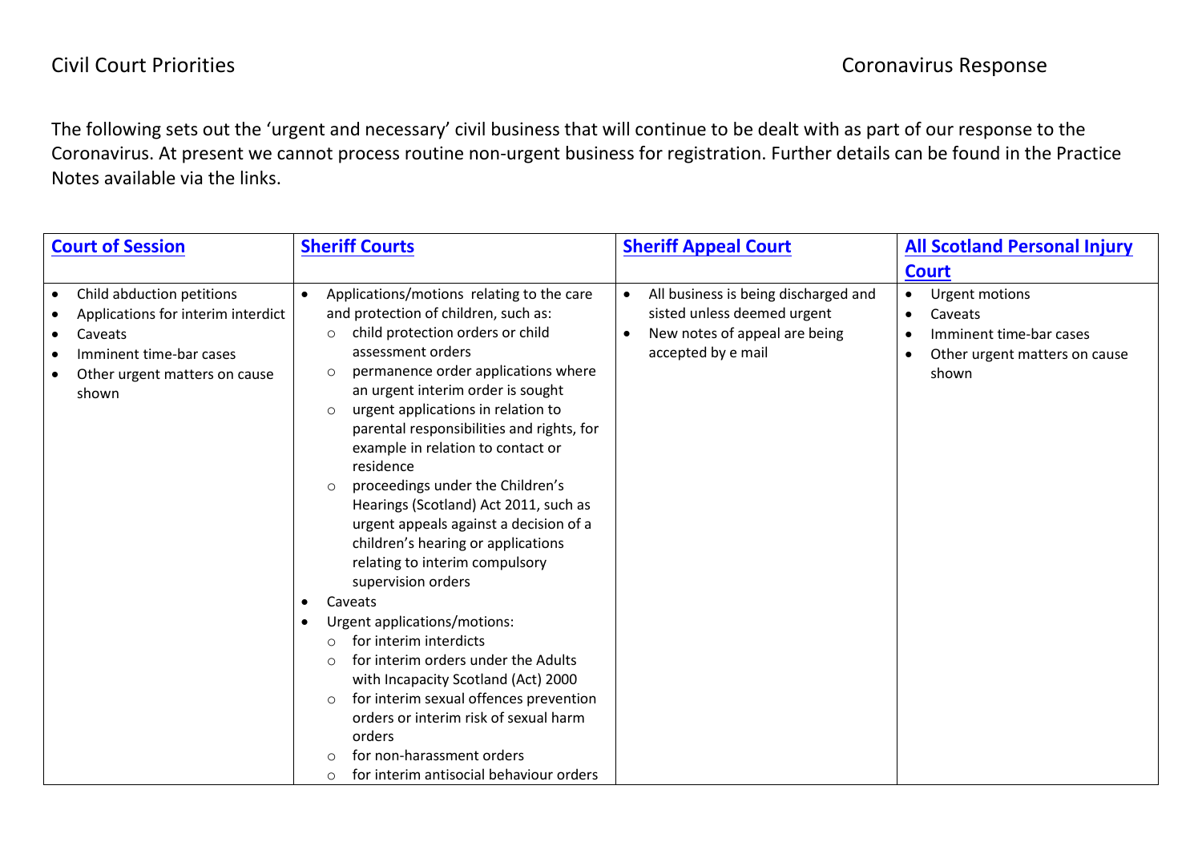Civil Court Priorities | Coronavirus Response

The following sets out the 'urgent and necessary' civil business that will continue to be dealt with as part of our response to the Coronavirus. At present we cannot process routine non-urgent business for registration. Further details can be found in the Practice Notes available via the links.

| **Court of Session** | **Sheriff Courts** | **Sheriff Appeal Court** | **All Scotland Personal Injury Court** |
|---|---|---|---|
| • Child abduction petitions<br>• Applications for interim interdict<br>• Caveats<br>• Imminent time-bar cases<br>• Other urgent matters on cause shown | • Applications/motions relating to the care and protection of children, such as:<br>  ○ child protection orders or child assessment orders<br>  ○ permanence order applications where an urgent interim order is sought<br>  ○ urgent applications in relation to parental responsibilities and rights, for example in relation to contact or residence<br>  ○ proceedings under the Children's Hearings (Scotland) Act 2011, such as urgent appeals against a decision of a children's hearing or applications relating to interim compulsory supervision orders<br>• Caveats<br>• Urgent applications/motions:<br>  ○ for interim interdicts<br>  ○ for interim orders under the Adults with Incapacity Scotland (Act) 2000<br>  ○ for interim sexual offences prevention orders or interim risk of sexual harm orders<br>  ○ for non-harassment orders<br>  ○ for interim antisocial behaviour orders | • All business is being discharged and sisted unless deemed urgent<br>• New notes of appeal are being accepted by e mail | • Urgent motions<br>• Caveats<br>• Imminent time-bar cases<br>• Other urgent matters on cause shown |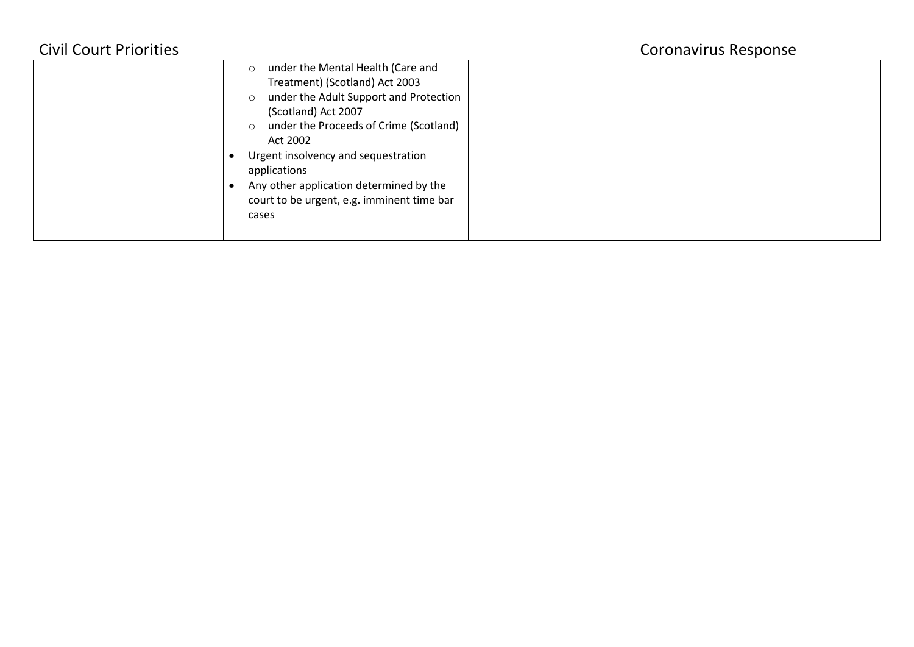| | | | |
|---|---|---|---|
| | <ul><li>under the Mental Health (Care and Treatment) (Scotland) Act 2003</li><li>under the Adult Support and Protection (Scotland) Act 2007</li><li>under the Proceeds of Crime (Scotland) Act 2002</li></ul>• Urgent insolvency and sequestration applications<br>• Any other application determined by the court to be urgent, e.g. imminent time bar cases | | |